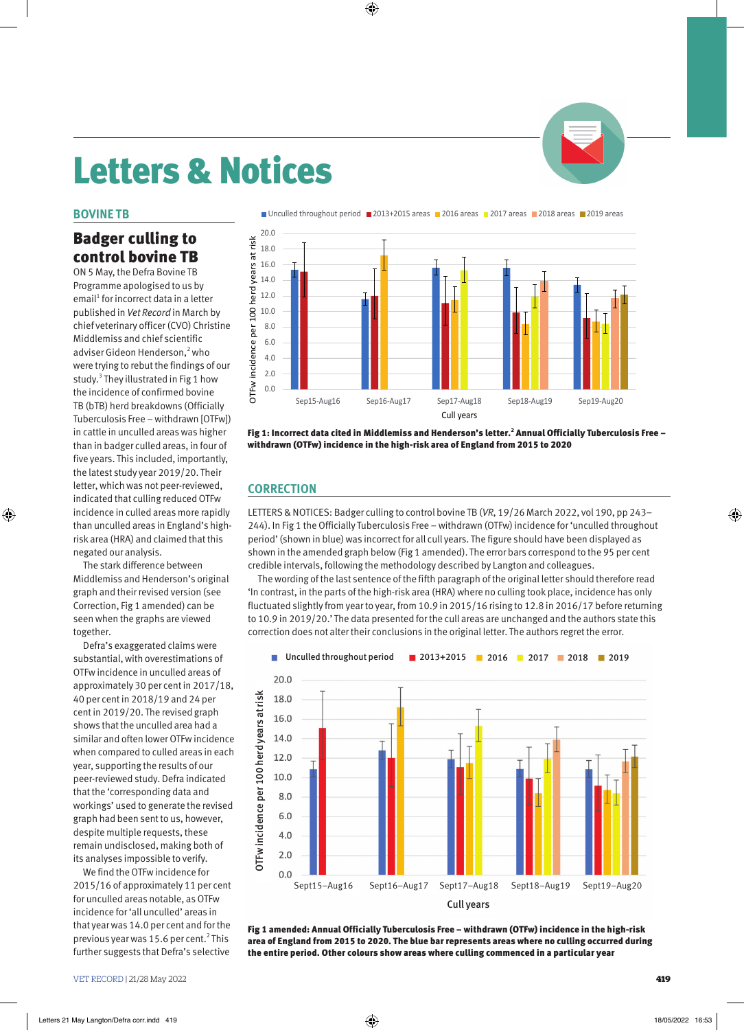# Letters & Notices

## BOVINE TB

### Badger culling to control bovine TB

ON 5 May, the Defra Bovine TB Programme apologised to us by email[1] for incorrect data in a letter published in *Vet Record* in March by chief veterinary officer (CVO) Christine Middlemiss and chief scientific adviser Gideon Henderson,[2] who were trying to rebut the findings of our study.[3] They illustrated in Fig 1 how the incidence of confirmed bovine TB (bTB) herd breakdowns (Officially Tuberculosis Free – withdrawn [OTFw]) in cattle in unculled areas was higher than in badger culled areas, in four of five years. This included, importantly, the latest study year 2019/20. Their letter, which was not peer-reviewed, indicated that culling reduced OTFw incidence in culled areas more rapidly than unculled areas in England's high-risk area (HRA) and claimed that this negated our analysis.

The stark difference between Middlemiss and Henderson's original graph and their revised version (see Correction, Fig 1 amended) can be seen when the graphs are viewed together.

Defra's exaggerated claims were substantial, with overestimations of OTFw incidence in unculled areas of approximately 30 per cent in 2017/18, 40 per cent in 2018/19 and 24 per cent in 2019/20. The revised graph shows that the unculled area had a similar and often lower OTFw incidence when compared to culled areas in each year, supporting the results of our peer-reviewed study. Defra indicated that the 'corresponding data and workings' used to generate the revised graph had been sent to us, however, despite multiple requests, these remain undisclosed, making both of its analyses impossible to verify.

We find the OTFw incidence for 2015/16 of approximately 11 per cent for unculled areas notable, as OTFw incidence for 'all unculled' areas in that year was 14.0 per cent and for the previous year was 15.6 per cent.[2] This further suggests that Defra's selective

**Fig 1: Incorrect data cited in Middlemiss and Henderson's letter.[2] Annual Officially Tuberculosis Free – withdrawn (OTFw) incidence in the high-risk area of England from 2015 to 2020**

## CORRECTION

LETTERS & NOTICES: Badger culling to control bovine TB (*VR*, 19/26 March 2022, vol 190, pp 243–244). In Fig 1 the Officially Tuberculosis Free – withdrawn (OTFw) incidence for 'unculled throughout period' (shown in blue) was incorrect for all cull years. The figure should have been displayed as shown in the amended graph below (Fig 1 amended). The error bars correspond to the 95 per cent credible intervals, following the methodology described by Langton and colleagues.

The wording of the last sentence of the fifth paragraph of the original letter should therefore read 'In contrast, in the parts of the high-risk area (HRA) where no culling took place, incidence has only fluctuated slightly from year to year, from 10.9 in 2015/16 rising to 12.8 in 2016/17 before returning to 10.9 in 2019/20.' The data presented for the cull areas are unchanged and the authors state this correction does not alter their conclusions in the original letter. The authors regret the error.

**Fig 1 amended: Annual Officially Tuberculosis Free – withdrawn (OTFw) incidence in the high-risk area of England from 2015 to 2020. The blue bar represents areas where no culling occurred during the entire period. Other colours show areas where culling commenced in a particular year**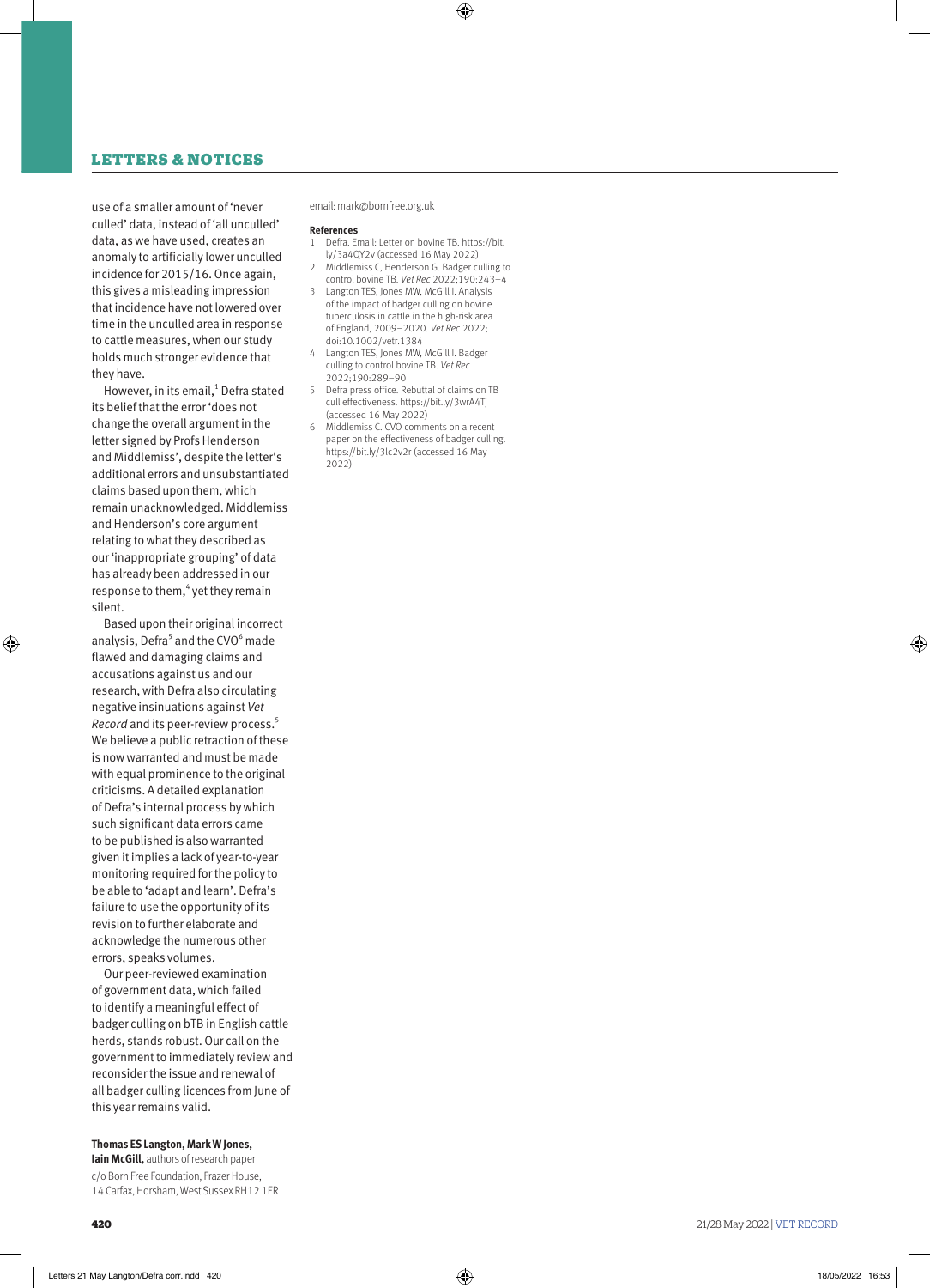use of a smaller amount of 'never culled' data, instead of 'all unculled' data, as we have used, creates an anomaly to artificially lower unculled incidence for 2015/16. Once again, this gives a misleading impression that incidence have not lowered over time in the unculled area in response to cattle measures, when our study holds much stronger evidence that they have.

However, in its email,[1] Defra stated its belief that the error 'does not change the overall argument in the letter signed by Profs Henderson and Middlemiss', despite the letter's additional errors and unsubstantiated claims based upon them, which remain unacknowledged. Middlemiss and Henderson's core argument relating to what they described as our 'inappropriate grouping' of data has already been addressed in our response to them,[4] yet they remain silent.

Based upon their original incorrect analysis, Defra[5] and the CVO[6] made flawed and damaging claims and accusations against us and our research, with Defra also circulating negative insinuations against *Vet Record* and its peer-review process.[5] We believe a public retraction of these is now warranted and must be made with equal prominence to the original criticisms. A detailed explanation of Defra's internal process by which such significant data errors came to be published is also warranted given it implies a lack of year-to-year monitoring required for the policy to be able to 'adapt and learn'. Defra's failure to use the opportunity of its revision to further elaborate and acknowledge the numerous other errors, speaks volumes.

Our peer-reviewed examination of government data, which failed to identify a meaningful effect of badger culling on bTB in English cattle herds, stands robust. Our call on the government to immediately review and reconsider the issue and renewal of all badger culling licences from June of this year remains valid.

**Thomas ES Langton, Mark W Jones, Iain McGill,** authors of research paper

c/o Born Free Foundation, Frazer House, 14 Carfax, Horsham, West Sussex RH12 1ER

email: mark@bornfree.org.uk

**References**

1. Defra. Email: Letter on bovine TB. https://bit.ly/3a4QY2v (accessed 16 May 2022)
2. Middlemiss C, Henderson G. Badger culling to control bovine TB. *Vet Rec* 2022;190:243–4
3. Langton TES, Jones MW, McGill I. Analysis of the impact of badger culling on bovine tuberculosis in cattle in the high-risk area of England, 2009–2020. *Vet Rec* 2022; doi:10.1002/vetr.1384
4. Langton TES, Jones MW, McGill I. Badger culling to control bovine TB. *Vet Rec* 2022;190:289–90
5. Defra press office. Rebuttal of claims on TB cull effectiveness. https://bit.ly/3wrA4Tj (accessed 16 May 2022)
6. Middlemiss C. CVO comments on a recent paper on the effectiveness of badger culling. https://bit.ly/3lc2v2r (accessed 16 May 2022)